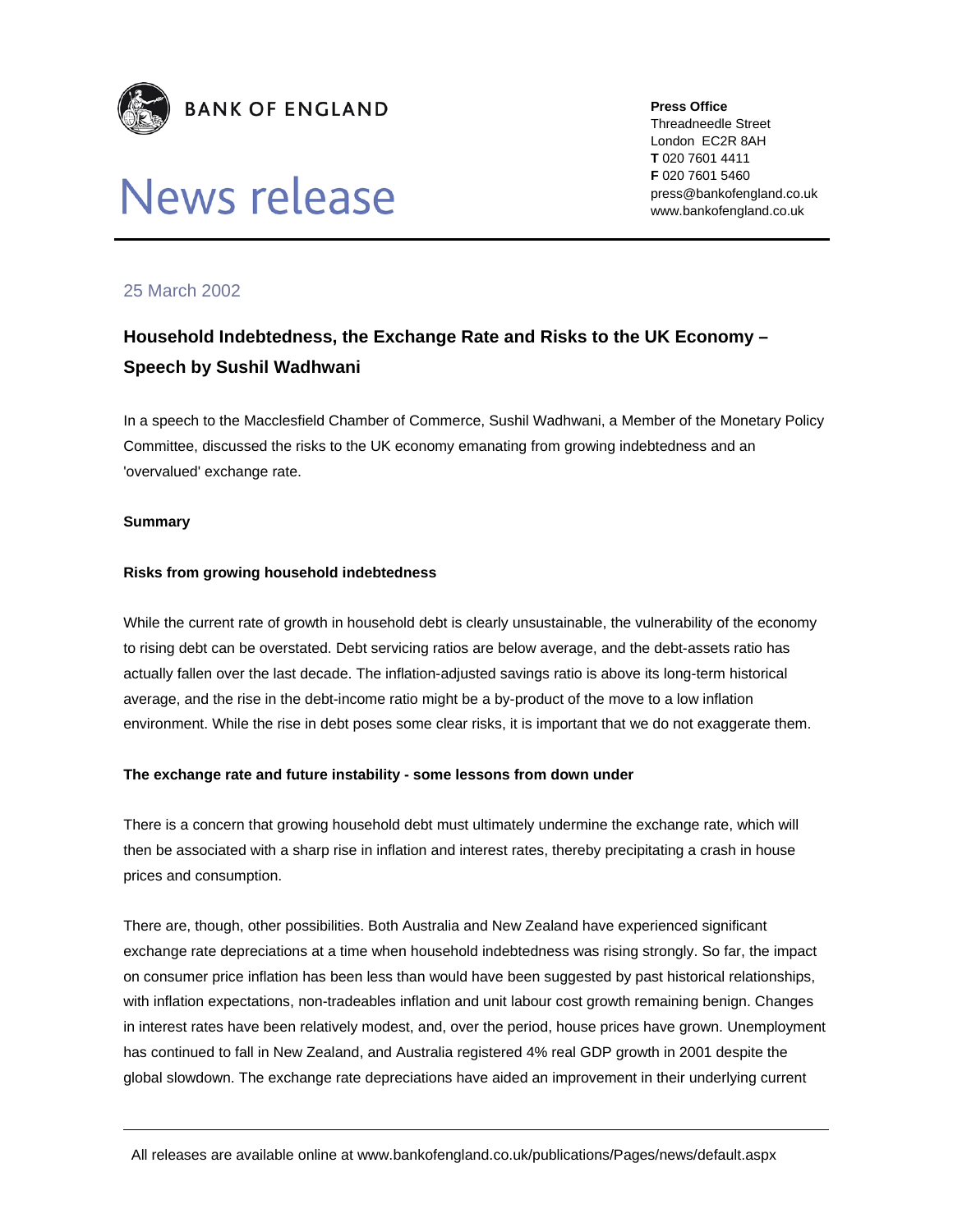**BANK OF ENGLAND**

# News release

**Press Office**
Threadneedle Street
London EC2R 8AH
**T** 020 7601 4411
**F** 020 7601 5460
press@bankofengland.co.uk
www.bankofengland.co.uk

25 March 2002

## Household Indebtedness, the Exchange Rate and Risks to the UK Economy – Speech by Sushil Wadhwani

In a speech to the Macclesfield Chamber of Commerce, Sushil Wadhwani, a Member of the Monetary Policy Committee, discussed the risks to the UK economy emanating from growing indebtedness and an 'overvalued' exchange rate.

**Summary**

**Risks from growing household indebtedness**

While the current rate of growth in household debt is clearly unsustainable, the vulnerability of the economy to rising debt can be overstated. Debt servicing ratios are below average, and the debt-assets ratio has actually fallen over the last decade. The inflation-adjusted savings ratio is above its long-term historical average, and the rise in the debt-income ratio might be a by-product of the move to a low inflation environment. While the rise in debt poses some clear risks, it is important that we do not exaggerate them.

**The exchange rate and future instability - some lessons from down under**

There is a concern that growing household debt must ultimately undermine the exchange rate, which will then be associated with a sharp rise in inflation and interest rates, thereby precipitating a crash in house prices and consumption.

There are, though, other possibilities. Both Australia and New Zealand have experienced significant exchange rate depreciations at a time when household indebtedness was rising strongly. So far, the impact on consumer price inflation has been less than would have been suggested by past historical relationships, with inflation expectations, non-tradeables inflation and unit labour cost growth remaining benign. Changes in interest rates have been relatively modest, and, over the period, house prices have grown. Unemployment has continued to fall in New Zealand, and Australia registered 4% real GDP growth in 2001 despite the global slowdown. The exchange rate depreciations have aided an improvement in their underlying current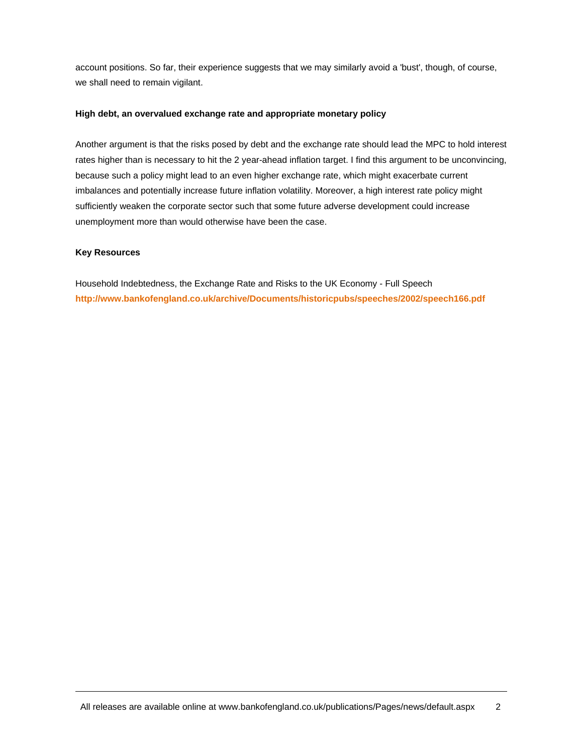account positions. So far, their experience suggests that we may similarly avoid a 'bust', though, of course, we shall need to remain vigilant.

**High debt, an overvalued exchange rate and appropriate monetary policy**

Another argument is that the risks posed by debt and the exchange rate should lead the MPC to hold interest rates higher than is necessary to hit the 2 year-ahead inflation target. I find this argument to be unconvincing, because such a policy might lead to an even higher exchange rate, which might exacerbate current imbalances and potentially increase future inflation volatility. Moreover, a high interest rate policy might sufficiently weaken the corporate sector such that some future adverse development could increase unemployment more than would otherwise have been the case.

**Key Resources**

Household Indebtedness, the Exchange Rate and Risks to the UK Economy - Full Speech
**http://www.bankofengland.co.uk/archive/Documents/historicpubs/speeches/2002/speech166.pdf**